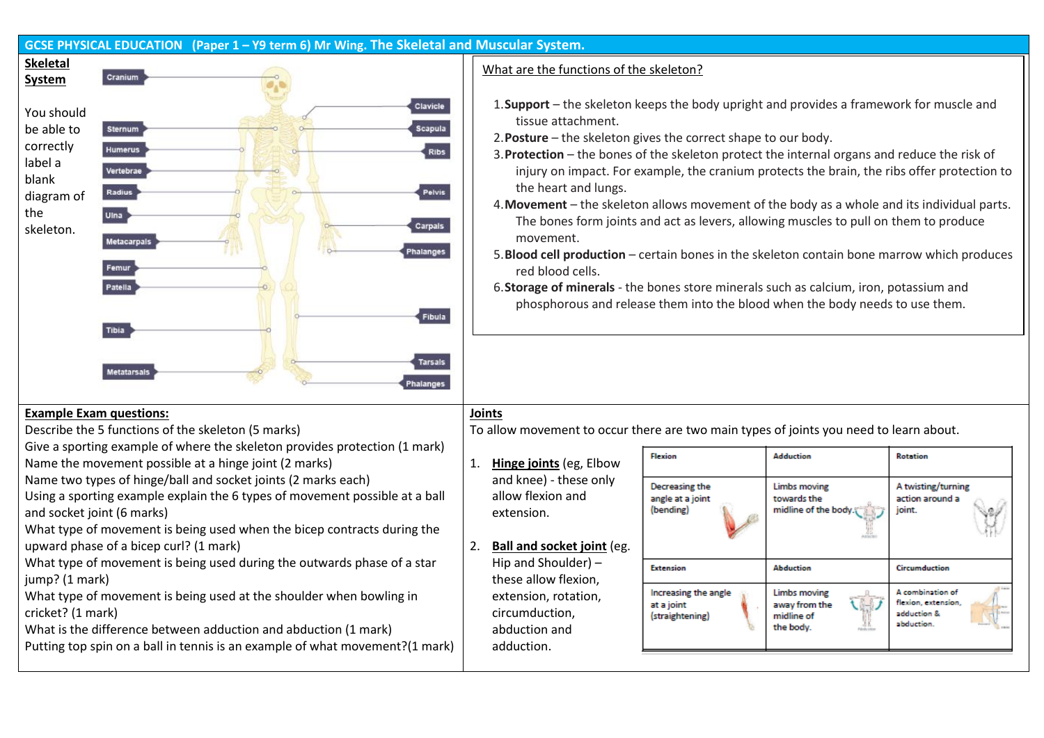# GCSE PHYSICAL EDUCATION (Paper 1 – Y9 term 6) Mr Wing. The Skeletal and Muscular System.

## Skeletal System

You should be able to correctly label a blank diagram of the skeleton.

Cranium, Sternum, Humerus, Vertebrae, Radius, Ulna, Metacarpals, Femur, Patella, Tibia, Metatarsals, Clavicle, Scapula, Ribs, Pelvis, Carpals, Phalanges, Fibula, Tarsals, Phalanges

## What are the functions of the skeleton?

1. **Support** – the skeleton keeps the body upright and provides a framework for muscle and tissue attachment.
2. **Posture** – the skeleton gives the correct shape to our body.
3. **Protection** – the bones of the skeleton protect the internal organs and reduce the risk of injury on impact. For example, the cranium protects the brain, the ribs offer protection to the heart and lungs.
4. **Movement** – the skeleton allows movement of the body as a whole and its individual parts. The bones form joints and act as levers, allowing muscles to pull on them to produce movement.
5. **Blood cell production** – certain bones in the skeleton contain bone marrow which produces red blood cells.
6. **Storage of minerals** - the bones store minerals such as calcium, iron, potassium and phosphorous and release them into the blood when the body needs to use them.

## Example Exam questions:

Describe the 5 functions of the skeleton (5 marks)
Give a sporting example of where the skeleton provides protection (1 mark)
Name the movement possible at a hinge joint (2 marks)
Name two types of hinge/ball and socket joints (2 marks each)
Using a sporting example explain the 6 types of movement possible at a ball and socket joint (6 marks)
What type of movement is being used when the bicep contracts during the upward phase of a bicep curl? (1 mark)
What type of movement is being used during the outwards phase of a star jump? (1 mark)
What type of movement is being used at the shoulder when bowling in cricket? (1 mark)
What is the difference between adduction and abduction (1 mark)
Putting top spin on a ball in tennis is an example of what movement?(1 mark)

## Joints

To allow movement to occur there are two main types of joints you need to learn about.

1. **Hinge joints** (eg, Elbow and knee) - these only allow flexion and extension.
2. **Ball and socket joint** (eg. Hip and Shoulder) – these allow flexion, extension, rotation, circumduction, abduction and adduction.

| Flexion | Adduction | Rotation |
|---|---|---|
| Decreasing the angle at a joint (bending) | Limbs moving towards the midline of the body. | A twisting/turning action around a joint. |
| **Extension** | **Abduction** | **Circumduction** |
| Increasing the angle at a joint (straightening) | Limbs moving away from the midline of the body. | A combination of flexion, extension, adduction & abduction. |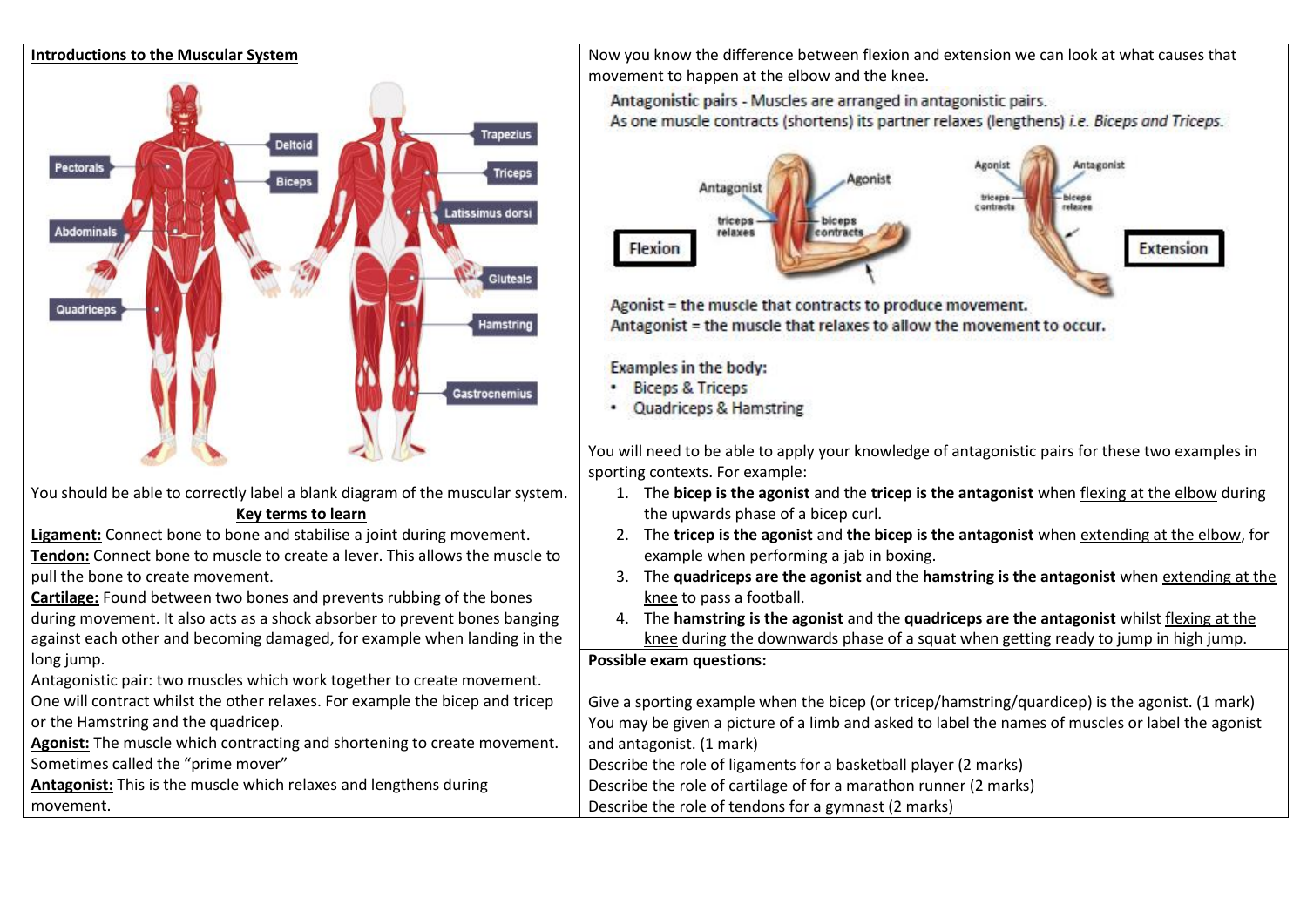**Introductions to the Muscular System**

Pectorals
Deltoid
Biceps
Abdominals
Quadriceps
Trapezius
Triceps
Latissimus dorsi
Gluteals
Hamstring
Gastrocnemius

You should be able to correctly label a blank diagram of the muscular system.

**Key terms to learn**

**Ligament:** Connect bone to bone and stabilise a joint during movement.
**Tendon:** Connect bone to muscle to create a lever. This allows the muscle to pull the bone to create movement.
**Cartilage:** Found between two bones and prevents rubbing of the bones during movement. It also acts as a shock absorber to prevent bones banging against each other and becoming damaged, for example when landing in the long jump.
Antagonistic pair: two muscles which work together to create movement. One will contract whilst the other relaxes. For example the bicep and tricep or the Hamstring and the quadricep.
**Agonist:** The muscle which contracting and shortening to create movement. Sometimes called the "prime mover"
**Antagonist:** This is the muscle which relaxes and lengthens during movement.

Now you know the difference between flexion and extension we can look at what causes that movement to happen at the elbow and the knee.

Antagonistic pairs - Muscles are arranged in antagonistic pairs.
As one muscle contracts (shortens) its partner relaxes (lengthens) i.e. *Biceps and Triceps.*

Antagonist
Agonist
triceps relaxes
biceps contracts
Flexion
Agonist
Antagonist
triceps contracts
biceps relaxes
Extension

Agonist = the muscle that contracts to produce movement.
Antagonist = the muscle that relaxes to allow the movement to occur.

Examples in the body:

- Biceps & Triceps
- Quadriceps & Hamstring

You will need to be able to apply your knowledge of antagonistic pairs for these two examples in sporting contexts. For example:

1. The **bicep is the agonist** and the **tricep is the antagonist** when flexing at the elbow during the upwards phase of a bicep curl.
2. The **tricep is the agonist** and **the bicep is the antagonist** when extending at the elbow, for example when performing a jab in boxing.
3. The **quadriceps are the agonist** and the **hamstring is the antagonist** when extending at the knee to pass a football.
4. The **hamstring is the agonist** and the **quadriceps are the antagonist** whilst flexing at the knee during the downwards phase of a squat when getting ready to jump in high jump.

**Possible exam questions:**

Give a sporting example when the bicep (or tricep/hamstring/quardicep) is the agonist. (1 mark)
You may be given a picture of a limb and asked to label the names of muscles or label the agonist and antagonist. (1 mark)
Describe the role of ligaments for a basketball player (2 marks)
Describe the role of cartilage of for a marathon runner (2 marks)
Describe the role of tendons for a gymnast (2 marks)